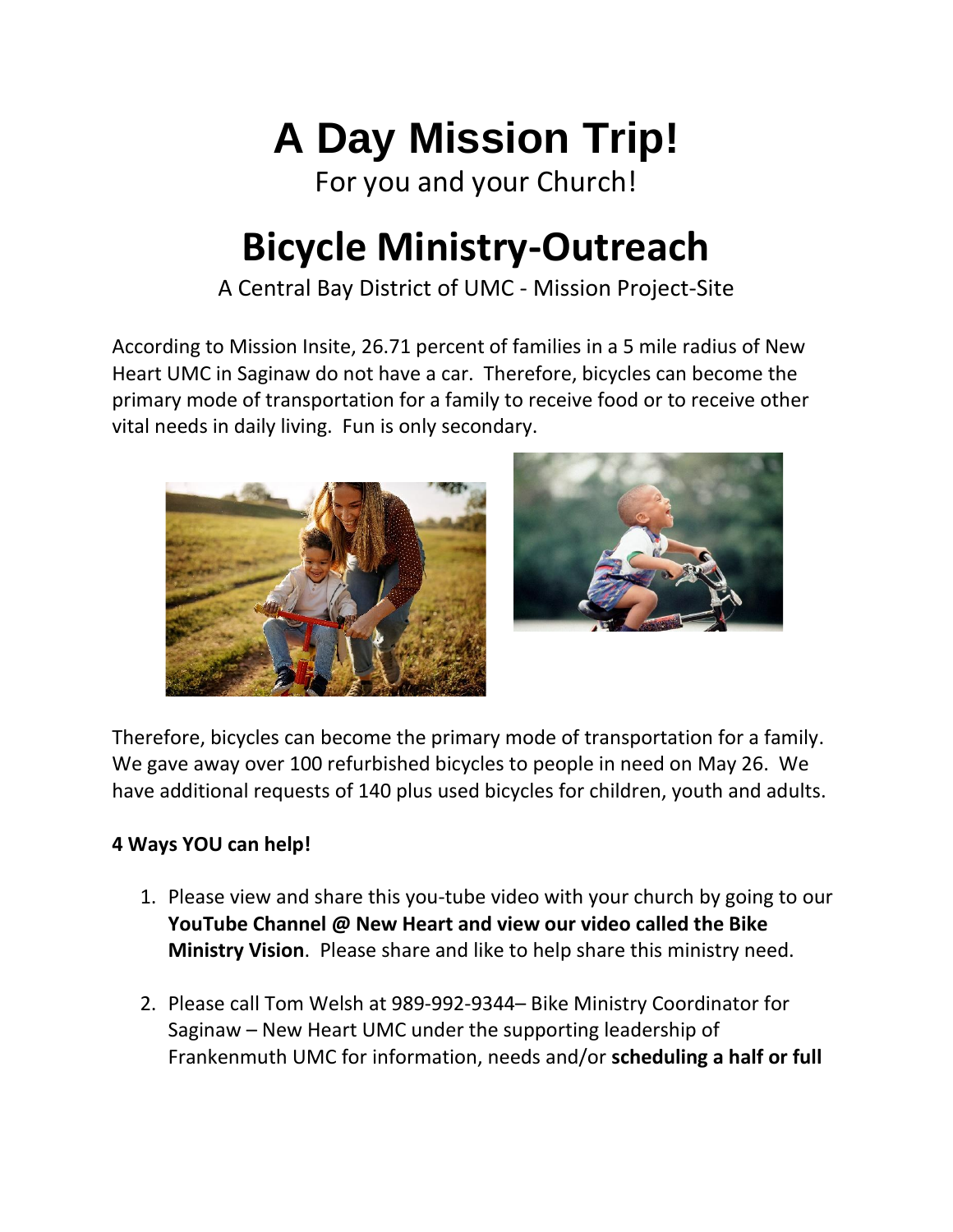# A Day Mission Trip!

For you and your Church!

# Bicycle Ministry-Outreach

A Central Bay District of UMC - Mission Project-Site

According to Mission Insite, 26.71 percent of families in a 5 mile radius of New Heart UMC in Saginaw do not have a car. Therefore, bicycles can become the primary mode of transportation for a family to receive food or to receive other vital needs in daily living. Fun is only secondary.

Therefore, bicycles can become the primary mode of transportation for a family. We gave away over 100 refurbished bicycles to people in need on May 26. We have additional requests of 140 plus used bicycles for children, youth and adults.

**4 Ways YOU can help!**

1. Please view and share this you-tube video with your church by going to our **YouTube Channel @ New Heart and view our video called the Bike Ministry Vision**. Please share and like to help share this ministry need.

2. Please call Tom Welsh at 989-992-9344– Bike Ministry Coordinator for Saginaw – New Heart UMC under the supporting leadership of Frankenmuth UMC for information, needs and/or **scheduling a half or full**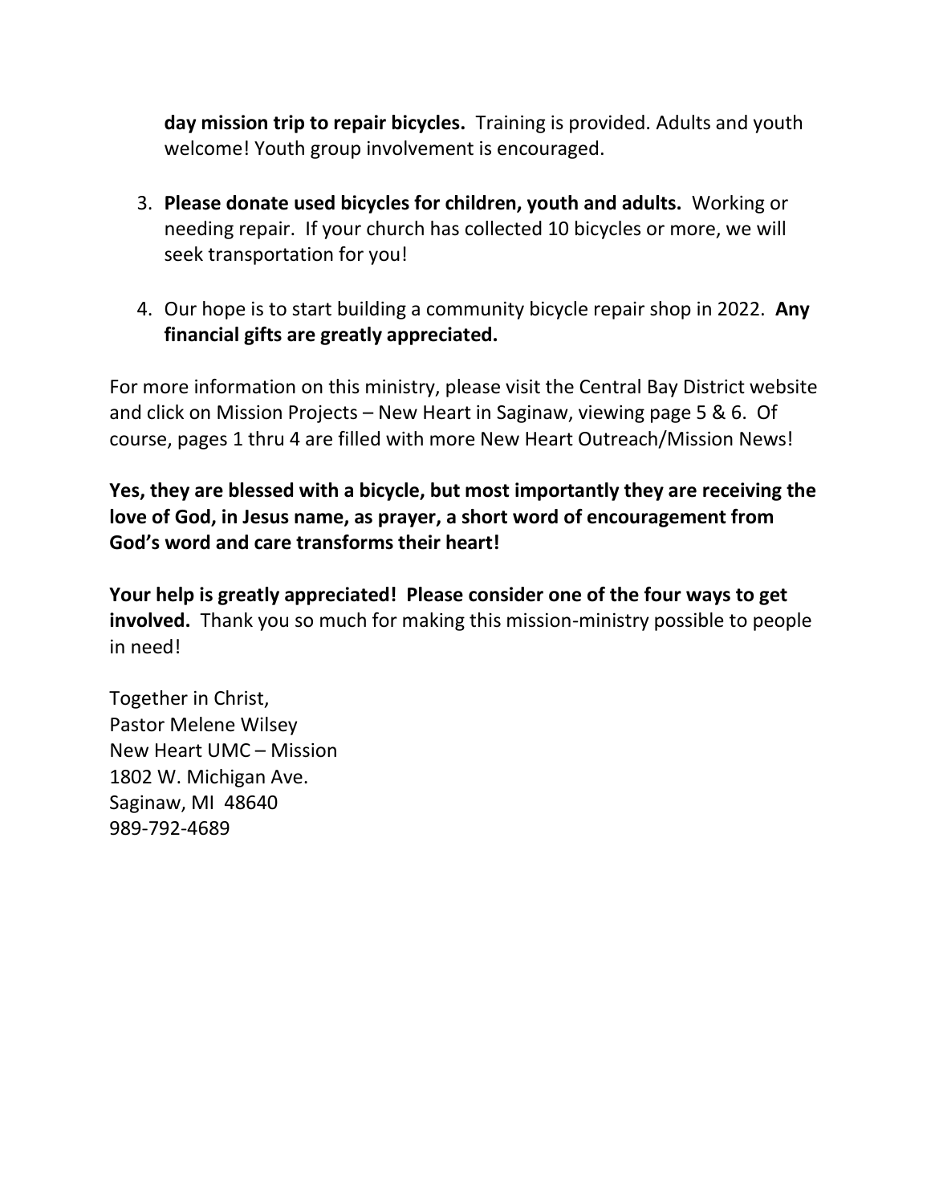**day mission trip to repair bicycles.** Training is provided. Adults and youth welcome! Youth group involvement is encouraged.

3. **Please donate used bicycles for children, youth and adults.** Working or needing repair. If your church has collected 10 bicycles or more, we will seek transportation for you!

4. Our hope is to start building a community bicycle repair shop in 2022. **Any financial gifts are greatly appreciated.**

For more information on this ministry, please visit the Central Bay District website and click on Mission Projects – New Heart in Saginaw, viewing page 5 & 6. Of course, pages 1 thru 4 are filled with more New Heart Outreach/Mission News!

**Yes, they are blessed with a bicycle, but most importantly they are receiving the love of God, in Jesus name, as prayer, a short word of encouragement from God's word and care transforms their heart!**

**Your help is greatly appreciated! Please consider one of the four ways to get involved.** Thank you so much for making this mission-ministry possible to people in need!

Together in Christ,
Pastor Melene Wilsey
New Heart UMC – Mission
1802 W. Michigan Ave.
Saginaw, MI 48640
989-792-4689